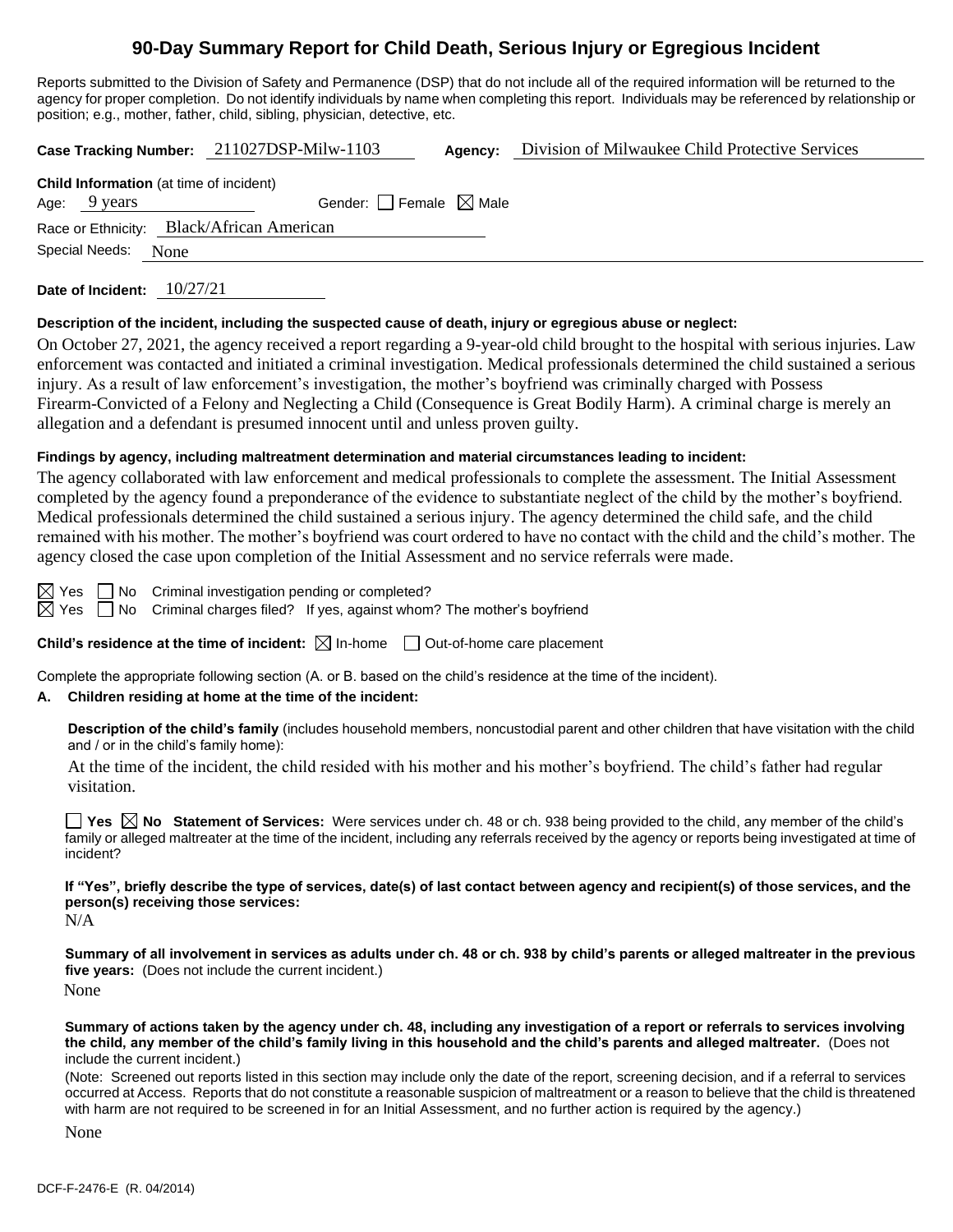# 90-Day Summary Report for Child Death, Serious Injury or Egregious Incident

Reports submitted to the Division of Safety and Permanence (DSP) that do not include all of the required information will be returned to the agency for proper completion. Do not identify individuals by name when completing this report. Individuals may be referenced by relationship or position; e.g., mother, father, child, sibling, physician, detective, etc.

**Case Tracking Number:** 211027DSP-Milw-1103 **Agency:** Division of Milwaukee Child Protective Services

**Child Information** (at time of incident)

Age: 9 years Gender: ☐ Female ☒ Male

Race or Ethnicity: Black/African American

Special Needs: None

**Date of Incident:** 10/27/21

**Description of the incident, including the suspected cause of death, injury or egregious abuse or neglect:**

On October 27, 2021, the agency received a report regarding a 9-year-old child brought to the hospital with serious injuries. Law enforcement was contacted and initiated a criminal investigation. Medical professionals determined the child sustained a serious injury. As a result of law enforcement's investigation, the mother's boyfriend was criminally charged with Possess Firearm-Convicted of a Felony and Neglecting a Child (Consequence is Great Bodily Harm). A criminal charge is merely an allegation and a defendant is presumed innocent until and unless proven guilty.

**Findings by agency, including maltreatment determination and material circumstances leading to incident:**

The agency collaborated with law enforcement and medical professionals to complete the assessment. The Initial Assessment completed by the agency found a preponderance of the evidence to substantiate neglect of the child by the mother's boyfriend. Medical professionals determined the child sustained a serious injury. The agency determined the child safe, and the child remained with his mother. The mother's boyfriend was court ordered to have no contact with the child and the child's mother. The agency closed the case upon completion of the Initial Assessment and no service referrals were made.

☒ Yes ☐ No Criminal investigation pending or completed?

☒ Yes ☐ No Criminal charges filed? If yes, against whom? The mother's boyfriend

**Child's residence at the time of incident:** ☒ In-home ☐ Out-of-home care placement

Complete the appropriate following section (A. or B. based on the child's residence at the time of the incident).

**A. Children residing at home at the time of the incident:**

**Description of the child's family** (includes household members, noncustodial parent and other children that have visitation with the child and / or in the child's family home):

At the time of the incident, the child resided with his mother and his mother's boyfriend. The child's father had regular visitation.

☐ **Yes** ☒ **No Statement of Services:** Were services under ch. 48 or ch. 938 being provided to the child, any member of the child's family or alleged maltreater at the time of the incident, including any referrals received by the agency or reports being investigated at time of incident?

**If "Yes", briefly describe the type of services, date(s) of last contact between agency and recipient(s) of those services, and the person(s) receiving those services:**

N/A

**Summary of all involvement in services as adults under ch. 48 or ch. 938 by child's parents or alleged maltreater in the previous five years:** (Does not include the current incident.)

None

**Summary of actions taken by the agency under ch. 48, including any investigation of a report or referrals to services involving the child, any member of the child's family living in this household and the child's parents and alleged maltreater.** (Does not include the current incident.)

(Note: Screened out reports listed in this section may include only the date of the report, screening decision, and if a referral to services occurred at Access. Reports that do not constitute a reasonable suspicion of maltreatment or a reason to believe that the child is threatened with harm are not required to be screened in for an Initial Assessment, and no further action is required by the agency.)

None

DCF-F-2476-E (R. 04/2014)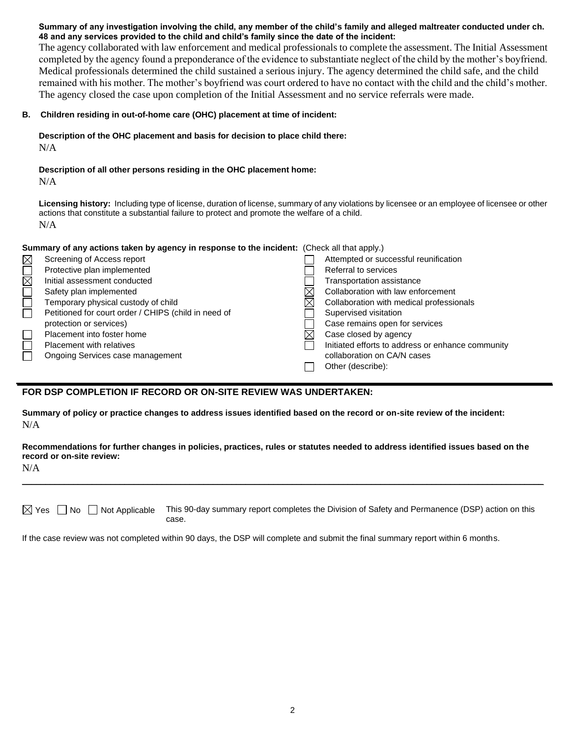**Summary of any investigation involving the child, any member of the child's family and alleged maltreater conducted under ch. 48 and any services provided to the child and child's family since the date of the incident:**

The agency collaborated with law enforcement and medical professionals to complete the assessment. The Initial Assessment completed by the agency found a preponderance of the evidence to substantiate neglect of the child by the mother's boyfriend. Medical professionals determined the child sustained a serious injury. The agency determined the child safe, and the child remained with his mother. The mother's boyfriend was court ordered to have no contact with the child and the child's mother. The agency closed the case upon completion of the Initial Assessment and no service referrals were made.

**B. Children residing in out-of-home care (OHC) placement at time of incident:**

**Description of the OHC placement and basis for decision to place child there:**

N/A

**Description of all other persons residing in the OHC placement home:**

N/A

**Licensing history:** Including type of license, duration of license, summary of any violations by licensee or an employee of licensee or other actions that constitute a substantial failure to protect and promote the welfare of a child.

N/A

**Summary of any actions taken by agency in response to the incident:** (Check all that apply.)

- ☒ Screening of Access report
- ☐ Protective plan implemented
- ☒ Initial assessment conducted
- ☐ Safety plan implemented
- ☐ Temporary physical custody of child
- ☐ Petitioned for court order / CHIPS (child in need of protection or services)
- ☐ Placement into foster home
- ☐ Placement with relatives
- ☐ Ongoing Services case management
- ☐ Attempted or successful reunification
- ☐ Referral to services
- ☐ Transportation assistance
- ☒ Collaboration with law enforcement
- ☒ Collaboration with medical professionals
- ☐ Supervised visitation
- ☐ Case remains open for services
- ☒ Case closed by agency
- ☐ Initiated efforts to address or enhance community collaboration on CA/N cases
- ☐ Other (describe):

## FOR DSP COMPLETION IF RECORD OR ON-SITE REVIEW WAS UNDERTAKEN:

**Summary of policy or practice changes to address issues identified based on the record or on-site review of the incident:**

N/A

**Recommendations for further changes in policies, practices, rules or statutes needed to address identified issues based on the record or on-site review:**

N/A

---

☒ Yes ☐ No ☐ Not Applicable — This 90-day summary report completes the Division of Safety and Permanence (DSP) action on this case.

If the case review was not completed within 90 days, the DSP will complete and submit the final summary report within 6 months.